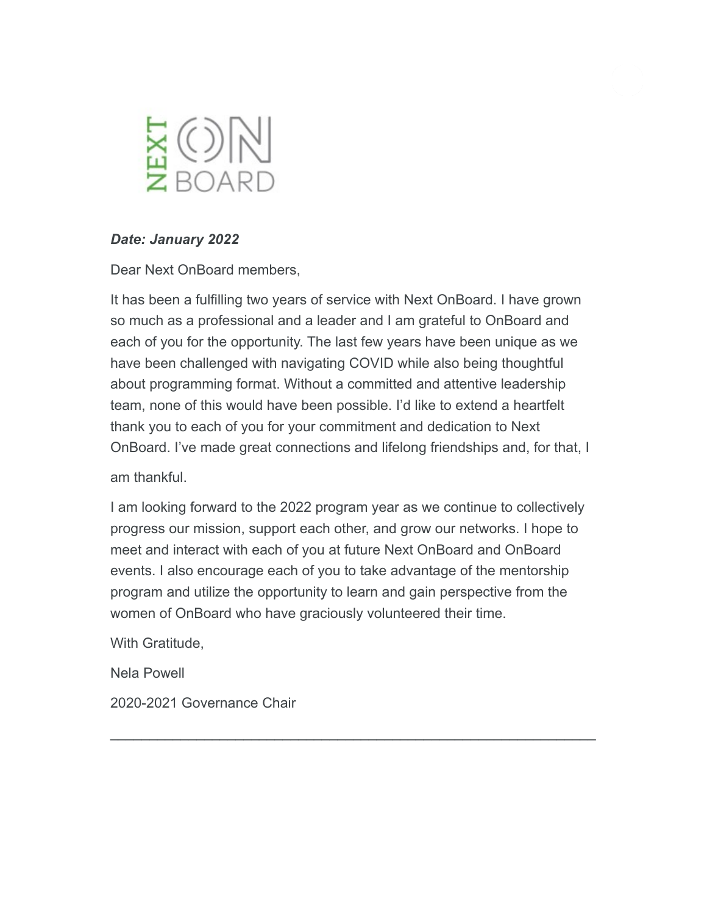NEXT ON BOARD

***Date: January 2022***

Dear Next OnBoard members,

It has been a fulfilling two years of service with Next OnBoard. I have grown so much as a professional and a leader and I am grateful to OnBoard and each of you for the opportunity. The last few years have been unique as we have been challenged with navigating COVID while also being thoughtful about programming format. Without a committed and attentive leadership team, none of this would have been possible. I'd like to extend a heartfelt thank you to each of you for your commitment and dedication to Next OnBoard. I've made great connections and lifelong friendships and, for that, I am thankful.

I am looking forward to the 2022 program year as we continue to collectively progress our mission, support each other, and grow our networks. I hope to meet and interact with each of you at future Next OnBoard and OnBoard events. I also encourage each of you to take advantage of the mentorship program and utilize the opportunity to learn and gain perspective from the women of OnBoard who have graciously volunteered their time.

With Gratitude,

Nela Powell

2020-2021 Governance Chair

---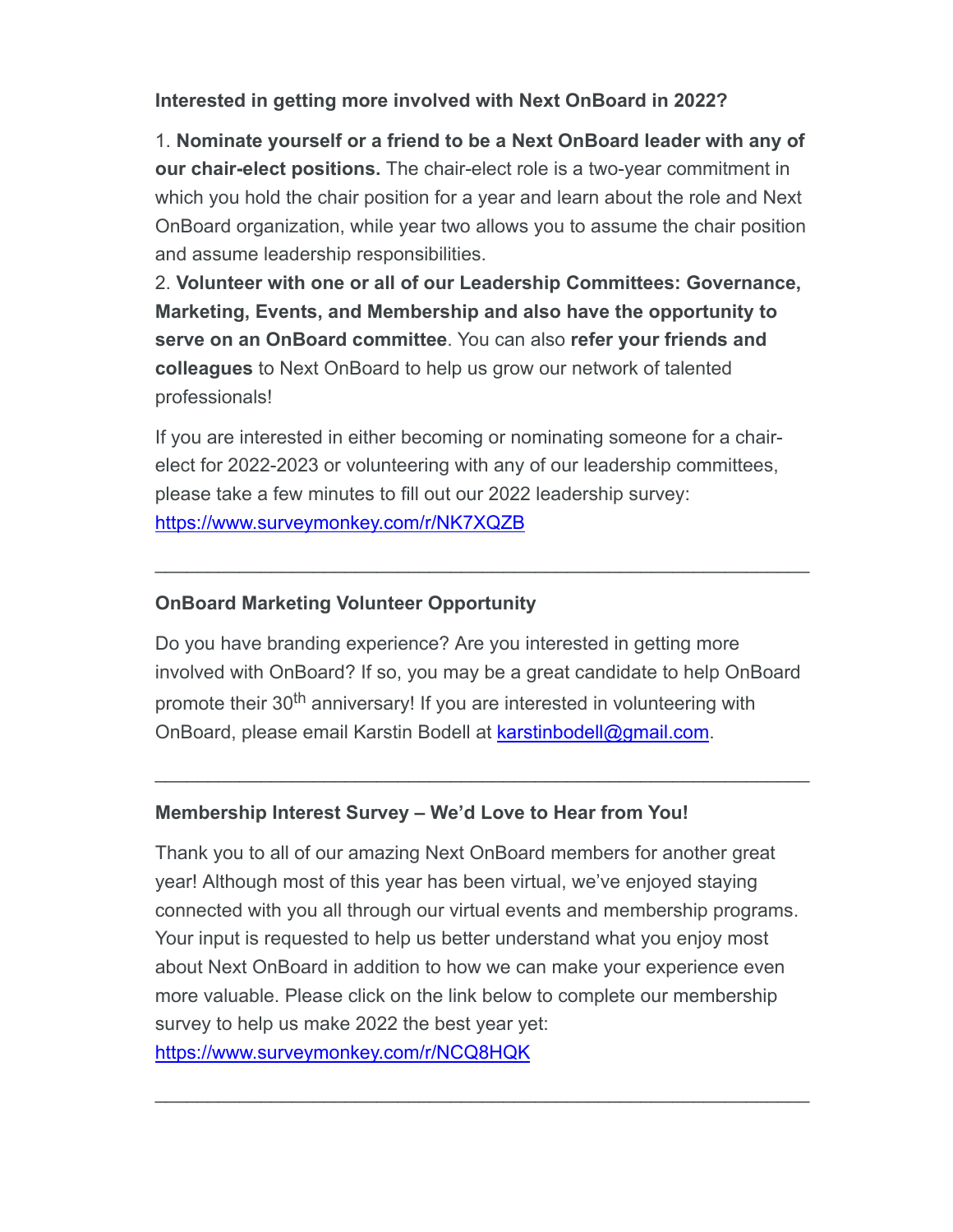**Interested in getting more involved with Next OnBoard in 2022?**

1. **Nominate yourself or a friend to be a Next OnBoard leader with any of our chair-elect positions.** The chair-elect role is a two-year commitment in which you hold the chair position for a year and learn about the role and Next OnBoard organization, while year two allows you to assume the chair position and assume leadership responsibilities.
2. **Volunteer with one or all of our Leadership Committees: Governance, Marketing, Events, and Membership and also have the opportunity to serve on an OnBoard committee**. You can also **refer your friends and colleagues** to Next OnBoard to help us grow our network of talented professionals!

If you are interested in either becoming or nominating someone for a chair-elect for 2022-2023 or volunteering with any of our leadership committees, please take a few minutes to fill out our 2022 leadership survey: https://www.surveymonkey.com/r/NK7XQZB

---

**OnBoard Marketing Volunteer Opportunity**

Do you have branding experience? Are you interested in getting more involved with OnBoard? If so, you may be a great candidate to help OnBoard promote their 30th anniversary! If you are interested in volunteering with OnBoard, please email Karstin Bodell at karstinbodell@gmail.com.

---

**Membership Interest Survey – We'd Love to Hear from You!**

Thank you to all of our amazing Next OnBoard members for another great year! Although most of this year has been virtual, we've enjoyed staying connected with you all through our virtual events and membership programs. Your input is requested to help us better understand what you enjoy most about Next OnBoard in addition to how we can make your experience even more valuable. Please click on the link below to complete our membership survey to help us make 2022 the best year yet: https://www.surveymonkey.com/r/NCQ8HQK

---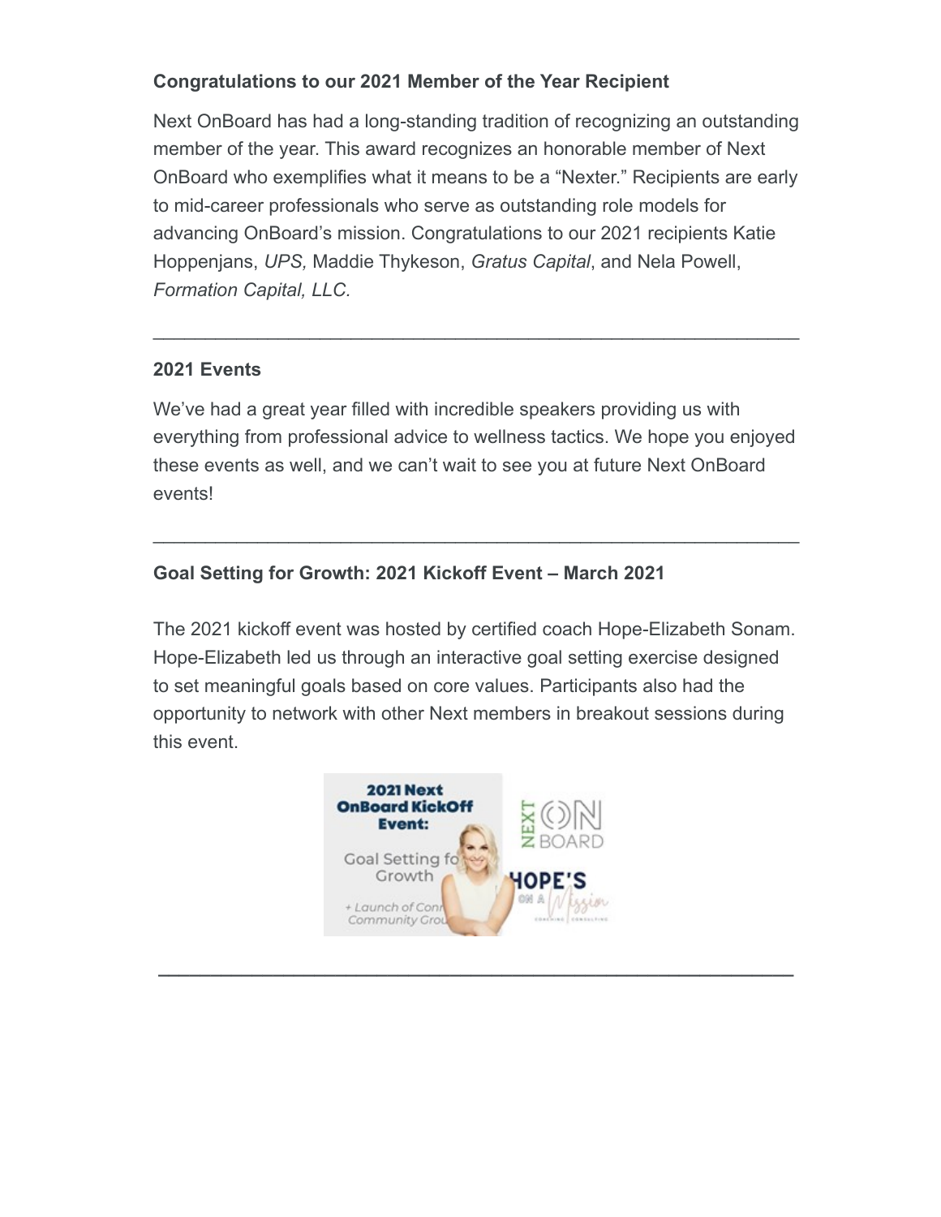**Congratulations to our 2021 Member of the Year Recipient**

Next OnBoard has had a long-standing tradition of recognizing an outstanding member of the year. This award recognizes an honorable member of Next OnBoard who exemplifies what it means to be a "Nexter." Recipients are early to mid-career professionals who serve as outstanding role models for advancing OnBoard's mission. Congratulations to our 2021 recipients Katie Hoppenjans, *UPS,* Maddie Thykeson, *Gratus Capital*, and Nela Powell, *Formation Capital, LLC.*

---

**2021 Events**

We've had a great year filled with incredible speakers providing us with everything from professional advice to wellness tactics. We hope you enjoyed these events as well, and we can't wait to see you at future Next OnBoard events!

---

**Goal Setting for Growth: 2021 Kickoff Event – March 2021**

The 2021 kickoff event was hosted by certified coach Hope-Elizabeth Sonam. Hope-Elizabeth led us through an interactive goal setting exercise designed to set meaningful goals based on core values. Participants also had the opportunity to network with other Next members in breakout sessions during this event.

---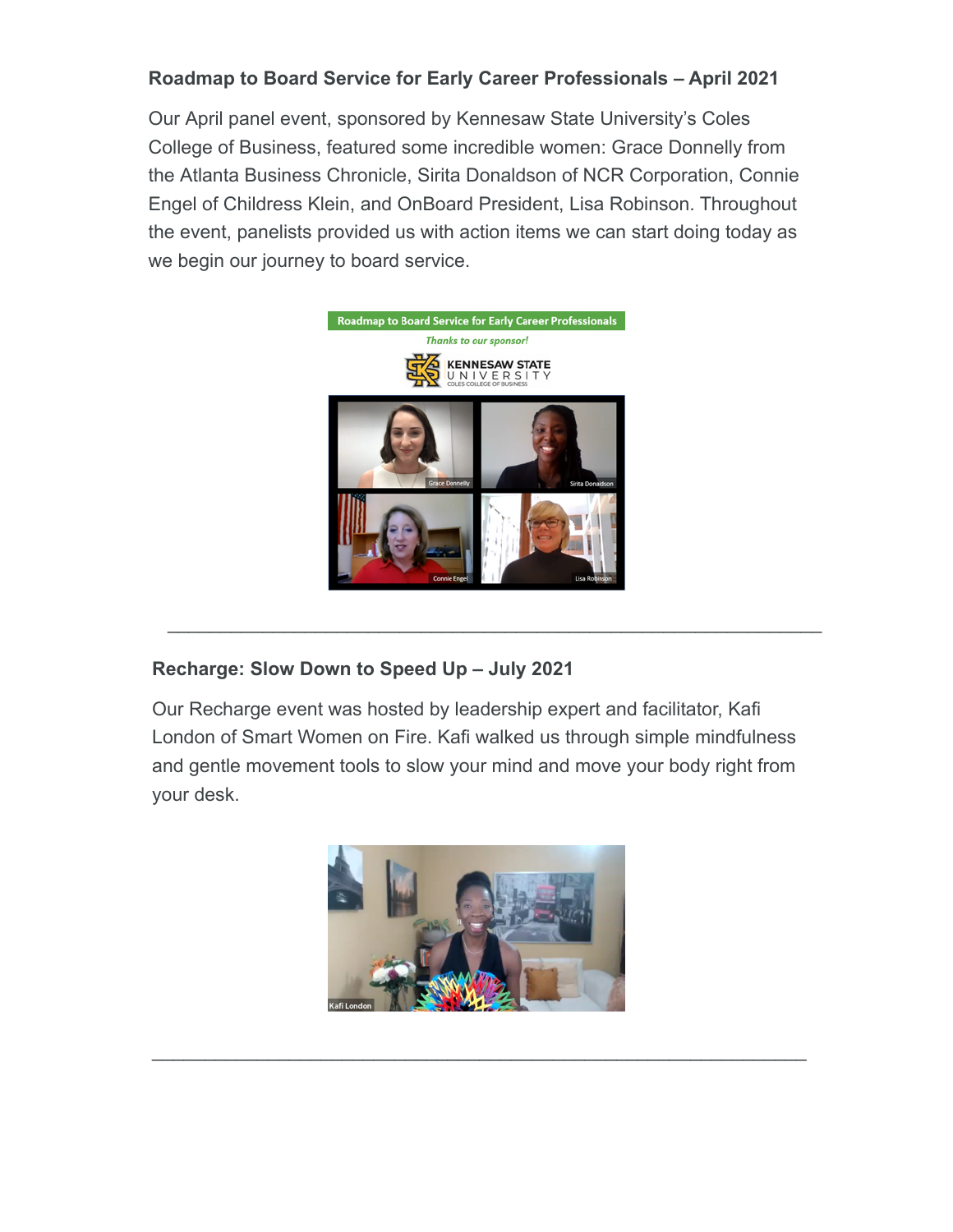### Roadmap to Board Service for Early Career Professionals – April 2021

Our April panel event, sponsored by Kennesaw State University's Coles College of Business, featured some incredible women: Grace Donnelly from the Atlanta Business Chronicle, Sirita Donaldson of NCR Corporation, Connie Engel of Childress Klein, and OnBoard President, Lisa Robinson. Throughout the event, panelists provided us with action items we can start doing today as we begin our journey to board service.

---

### Recharge: Slow Down to Speed Up – July 2021

Our Recharge event was hosted by leadership expert and facilitator, Kafi London of Smart Women on Fire. Kafi walked us through simple mindfulness and gentle movement tools to slow your mind and move your body right from your desk.

---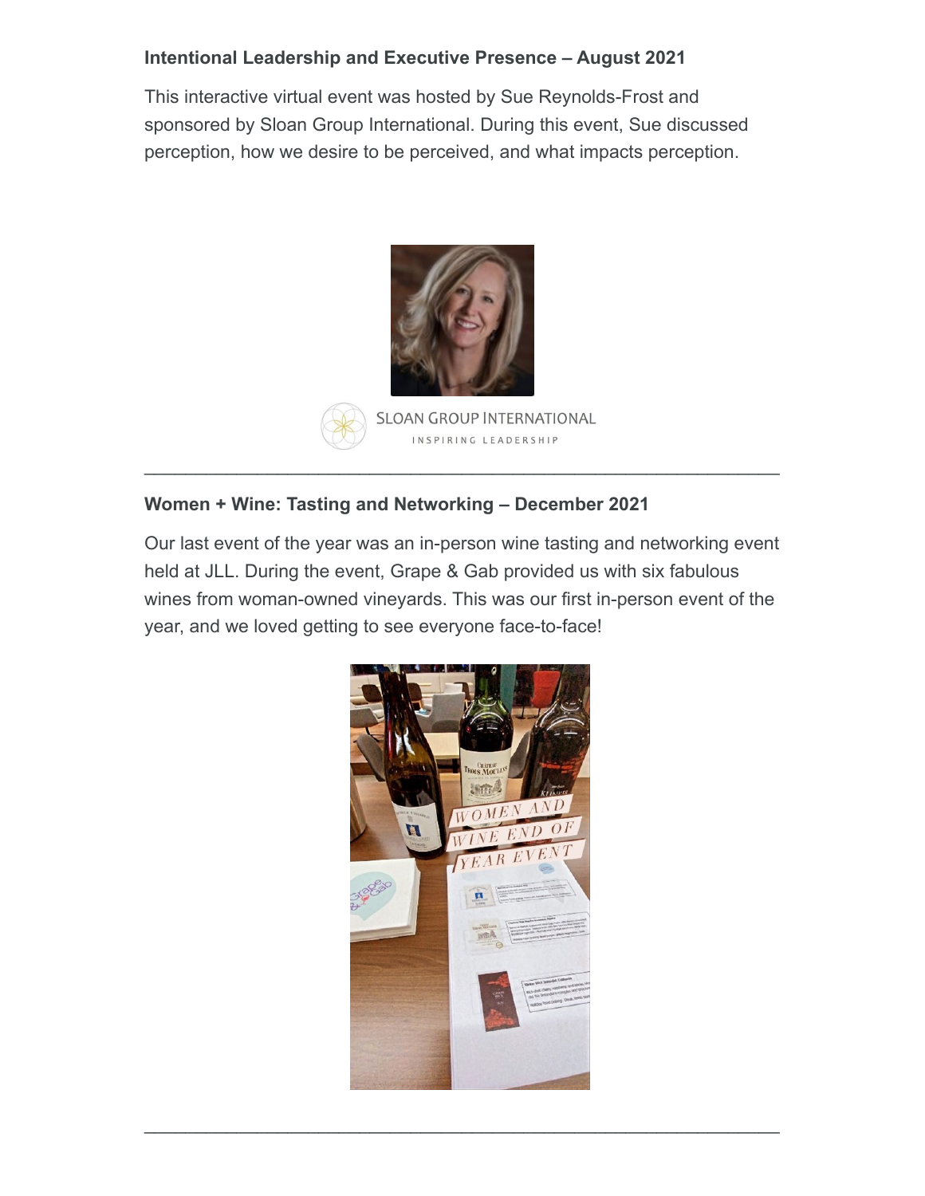**Intentional Leadership and Executive Presence – August 2021**

This interactive virtual event was hosted by Sue Reynolds-Frost and sponsored by Sloan Group International. During this event, Sue discussed perception, how we desire to be perceived, and what impacts perception.

---

**Women + Wine: Tasting and Networking – December 2021**

Our last event of the year was an in-person wine tasting and networking event held at JLL. During the event, Grape & Gab provided us with six fabulous wines from woman-owned vineyards. This was our first in-person event of the year, and we loved getting to see everyone face-to-face!

---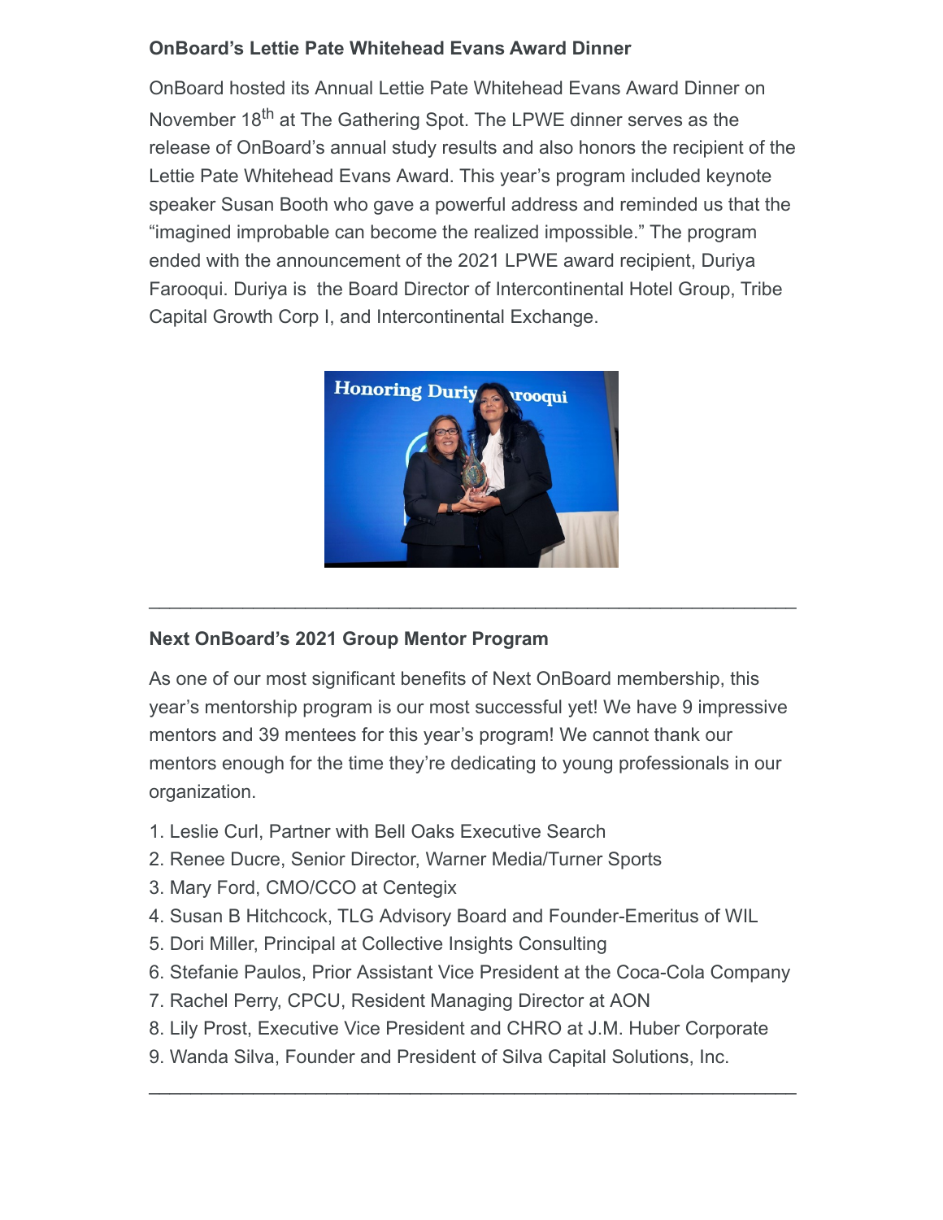**OnBoard's Lettie Pate Whitehead Evans Award Dinner**

OnBoard hosted its Annual Lettie Pate Whitehead Evans Award Dinner on November 18th at The Gathering Spot. The LPWE dinner serves as the release of OnBoard's annual study results and also honors the recipient of the Lettie Pate Whitehead Evans Award. This year's program included keynote speaker Susan Booth who gave a powerful address and reminded us that the "imagined improbable can become the realized impossible." The program ended with the announcement of the 2021 LPWE award recipient, Duriya Farooqui. Duriya is the Board Director of Intercontinental Hotel Group, Tribe Capital Growth Corp I, and Intercontinental Exchange.

---

**Next OnBoard's 2021 Group Mentor Program**

As one of our most significant benefits of Next OnBoard membership, this year's mentorship program is our most successful yet! We have 9 impressive mentors and 39 mentees for this year's program! We cannot thank our mentors enough for the time they're dedicating to young professionals in our organization.

1. Leslie Curl, Partner with Bell Oaks Executive Search
2. Renee Ducre, Senior Director, Warner Media/Turner Sports
3. Mary Ford, CMO/CCO at Centegix
4. Susan B Hitchcock, TLG Advisory Board and Founder-Emeritus of WIL
5. Dori Miller, Principal at Collective Insights Consulting
6. Stefanie Paulos, Prior Assistant Vice President at the Coca-Cola Company
7. Rachel Perry, CPCU, Resident Managing Director at AON
8. Lily Prost, Executive Vice President and CHRO at J.M. Huber Corporate
9. Wanda Silva, Founder and President of Silva Capital Solutions, Inc.

---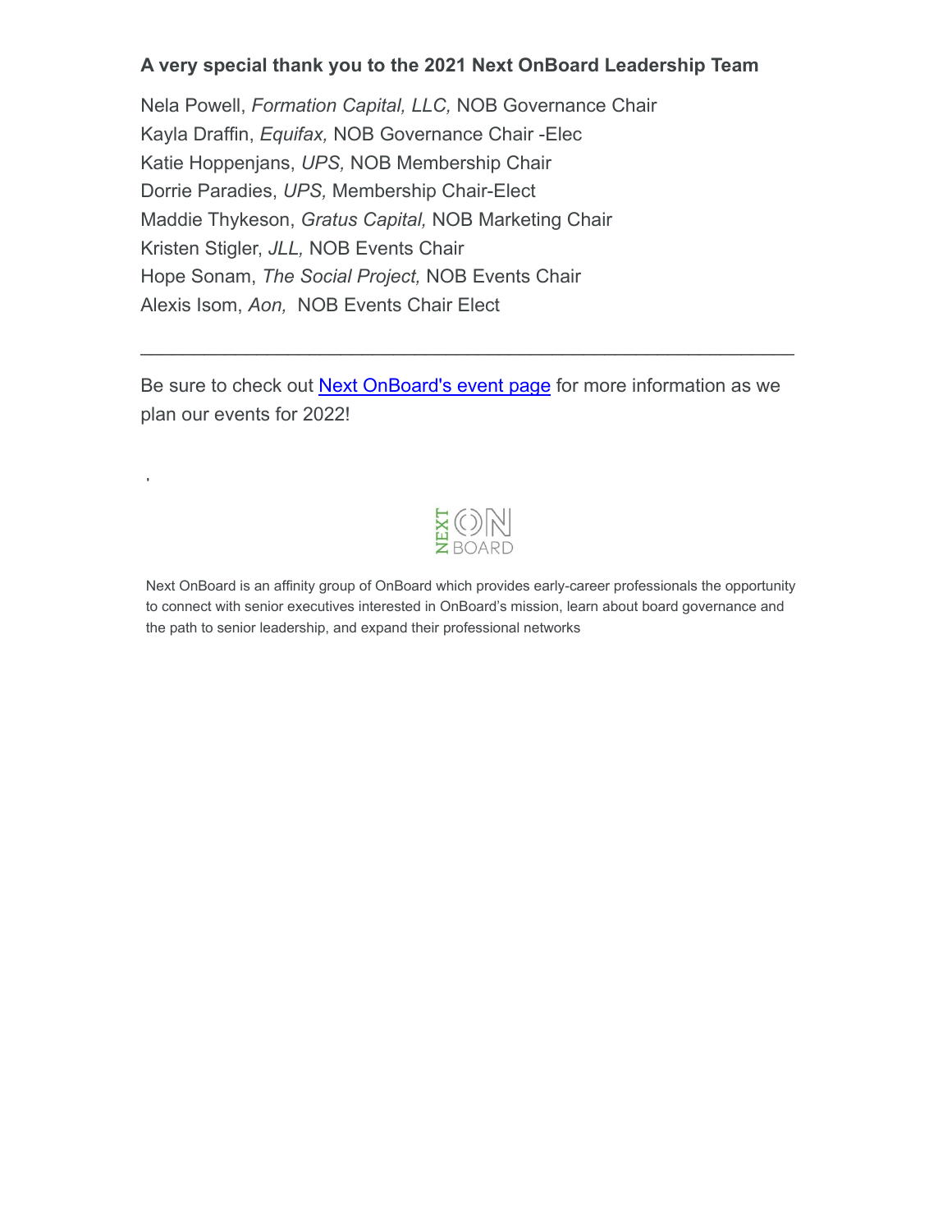### A very special thank you to the 2021 Next OnBoard Leadership Team

Nela Powell, *Formation Capital, LLC,* NOB Governance Chair
Kayla Draffin, *Equifax,* NOB Governance Chair -Elec
Katie Hoppenjans, *UPS,* NOB Membership Chair
Dorrie Paradies, *UPS,* Membership Chair-Elect
Maddie Thykeson, *Gratus Capital,* NOB Marketing Chair
Kristen Stigler, *JLL,* NOB Events Chair
Hope Sonam, *The Social Project,* NOB Events Chair
Alexis Isom, *Aon,* NOB Events Chair Elect

---

Be sure to check out Next OnBoard's event page for more information as we plan our events for 2022!

NEXT ON BOARD

Next OnBoard is an affinity group of OnBoard which provides early-career professionals the opportunity to connect with senior executives interested in OnBoard's mission, learn about board governance and the path to senior leadership, and expand their professional networks